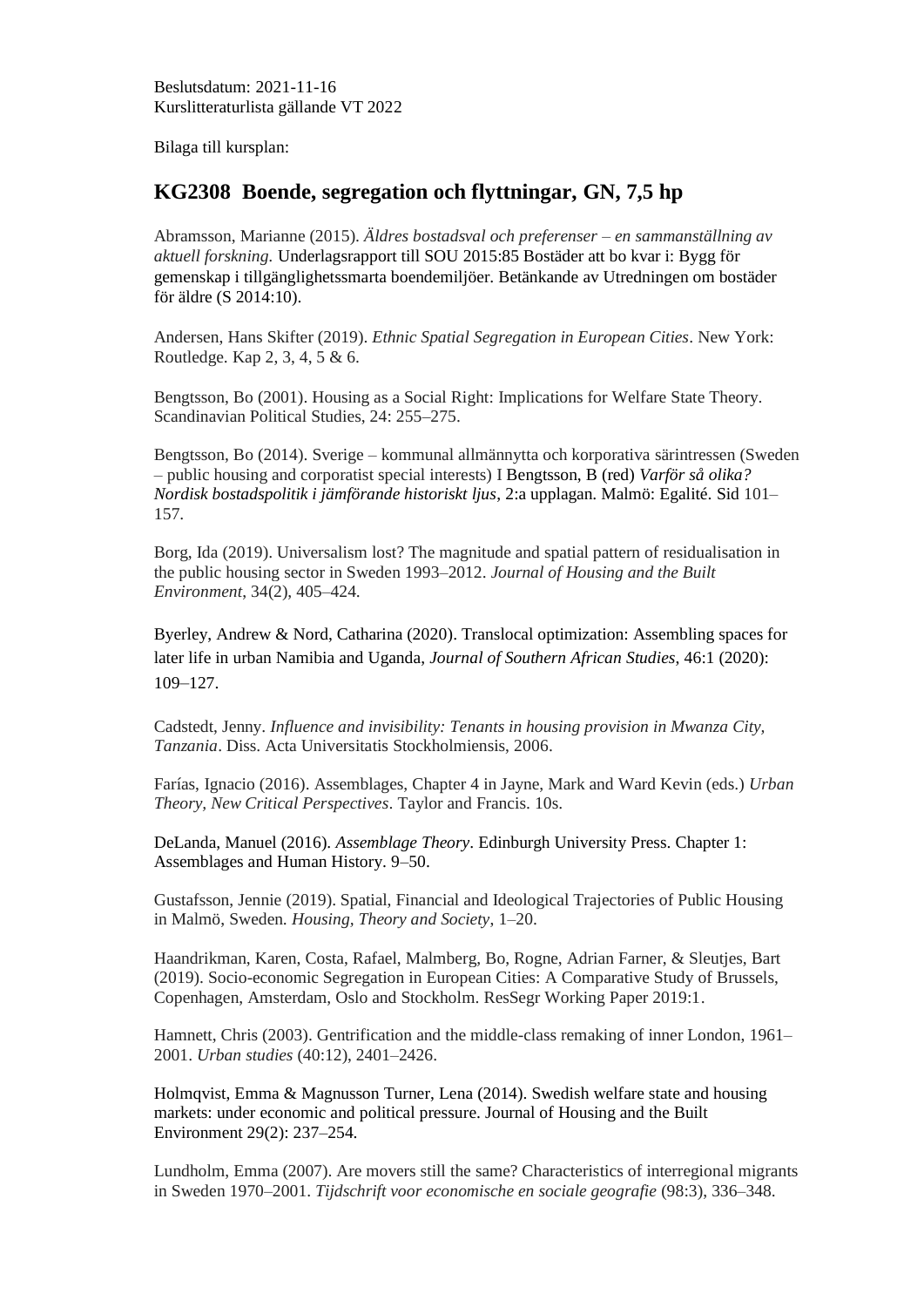Beslutsdatum: 2021-11-16
Kurslitteraturlista gällande VT 2022

Bilaga till kursplan:

## KG2308 Boende, segregation och flyttningar, GN, 7,5 hp

Abramsson, Marianne (2015). *Äldres bostadsval och preferenser – en sammanställning av aktuell forskning.* Underlagsrapport till SOU 2015:85 Bostäder att bo kvar i: Bygg för gemenskap i tillgänglighetssmarta boendemiljöer. Betänkande av Utredningen om bostäder för äldre (S 2014:10).

Andersen, Hans Skifter (2019). *Ethnic Spatial Segregation in European Cities*. New York: Routledge. Kap 2, 3, 4, 5 & 6.

Bengtsson, Bo (2001). Housing as a Social Right: Implications for Welfare State Theory. Scandinavian Political Studies, 24: 255–275.

Bengtsson, Bo (2014). Sverige – kommunal allmännytta och korporativa särintressen (Sweden – public housing and corporatist special interests) I Bengtsson, B (red) *Varför så olika? Nordisk bostadspolitik i jämförande historiskt ljus*, 2:a upplagan. Malmö: Egalité. Sid 101–157.

Borg, Ida (2019). Universalism lost? The magnitude and spatial pattern of residualisation in the public housing sector in Sweden 1993–2012. *Journal of Housing and the Built Environment*, 34(2), 405–424.

Byerley, Andrew & Nord, Catharina (2020). Translocal optimization: Assembling spaces for later life in urban Namibia and Uganda, *Journal of Southern African Studies*, 46:1 (2020): 109–127.

Cadstedt, Jenny. *Influence and invisibility: Tenants in housing provision in Mwanza City, Tanzania*. Diss. Acta Universitatis Stockholmiensis, 2006.

Farías, Ignacio (2016). Assemblages, Chapter 4 in Jayne, Mark and Ward Kevin (eds.) *Urban Theory, New Critical Perspectives*. Taylor and Francis. 10s.

DeLanda, Manuel (2016). *Assemblage Theory*. Edinburgh University Press. Chapter 1: Assemblages and Human History. 9–50.

Gustafsson, Jennie (2019). Spatial, Financial and Ideological Trajectories of Public Housing in Malmö, Sweden. *Housing, Theory and Society*, 1–20.

Haandrikman, Karen, Costa, Rafael, Malmberg, Bo, Rogne, Adrian Farner, & Sleutjes, Bart (2019). Socio-economic Segregation in European Cities: A Comparative Study of Brussels, Copenhagen, Amsterdam, Oslo and Stockholm. ResSegr Working Paper 2019:1.

Hamnett, Chris (2003). Gentrification and the middle-class remaking of inner London, 1961–2001. *Urban studies* (40:12), 2401–2426.

Holmqvist, Emma & Magnusson Turner, Lena (2014). Swedish welfare state and housing markets: under economic and political pressure. Journal of Housing and the Built Environment 29(2): 237–254.

Lundholm, Emma (2007). Are movers still the same? Characteristics of interregional migrants in Sweden 1970–2001. *Tijdschrift voor economische en sociale geografie* (98:3), 336–348.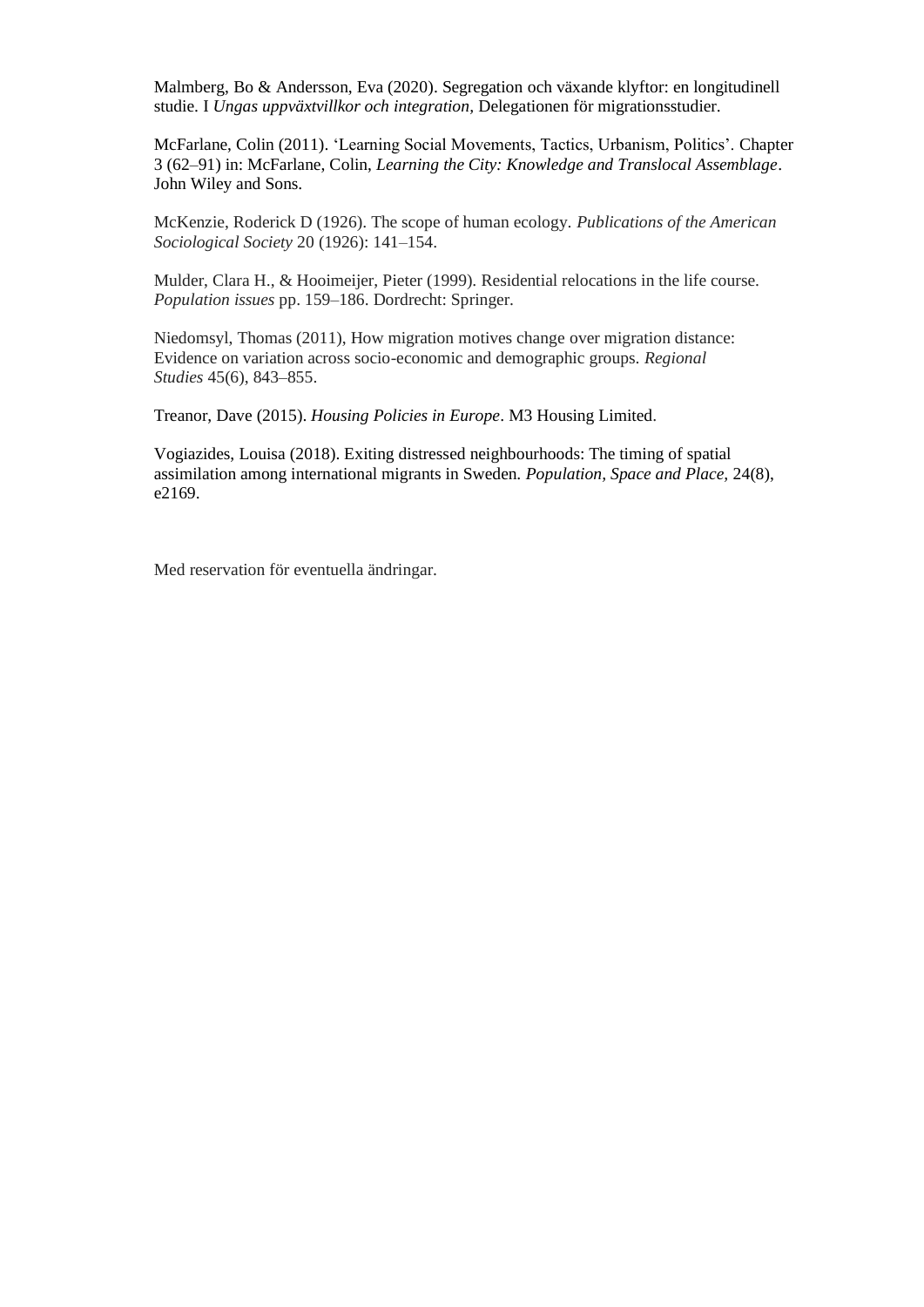Malmberg, Bo & Andersson, Eva (2020). Segregation och växande klyftor: en longitudinell studie. I *Ungas uppväxtvillkor och integration,* Delegationen för migrationsstudier.

McFarlane, Colin (2011). 'Learning Social Movements, Tactics, Urbanism, Politics'. Chapter 3 (62–91) in: McFarlane, Colin, *Learning the City: Knowledge and Translocal Assemblage*. John Wiley and Sons.

McKenzie, Roderick D (1926). The scope of human ecology. *Publications of the American Sociological Society* 20 (1926): 141–154.

Mulder, Clara H., & Hooimeijer, Pieter (1999). Residential relocations in the life course. *Population issues* pp. 159–186. Dordrecht: Springer.

Niedomsyl, Thomas (2011), How migration motives change over migration distance: Evidence on variation across socio-economic and demographic groups. *Regional Studies* 45(6), 843–855.

Treanor, Dave (2015). *Housing Policies in Europe*. M3 Housing Limited.

Vogiazides, Louisa (2018). Exiting distressed neighbourhoods: The timing of spatial assimilation among international migrants in Sweden. *Population, Space and Place,* 24(8), e2169.

Med reservation för eventuella ändringar.